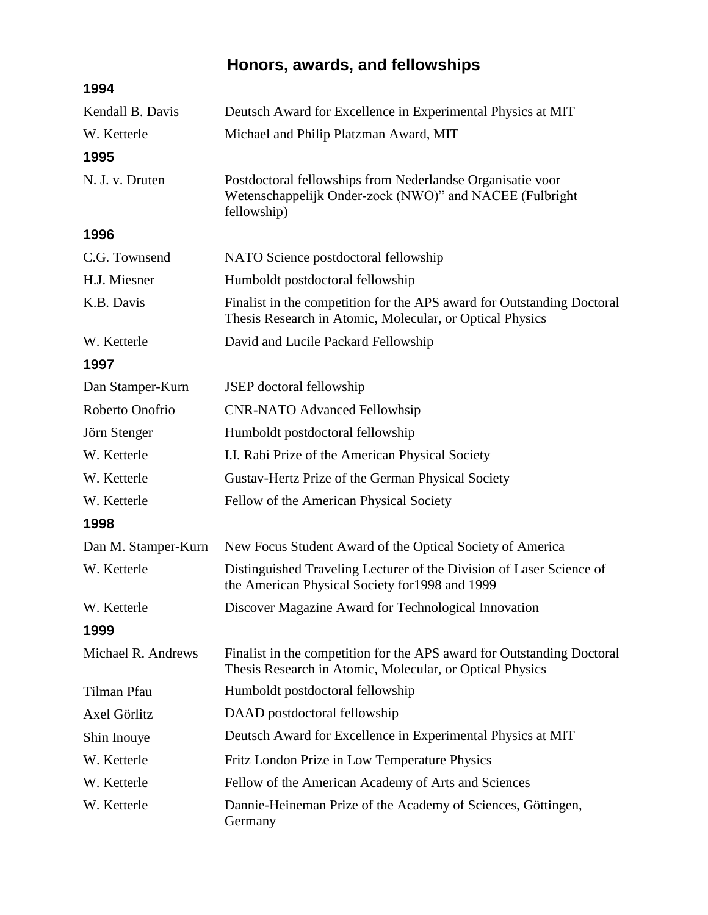# Honors, awards, and fellowships

### 1994

| | |
|---|---|
| Kendall B. Davis | Deutsch Award for Excellence in Experimental Physics at MIT |
| W. Ketterle | Michael and Philip Platzman Award, MIT |

### 1995

| | |
|---|---|
| N. J. v. Druten | Postdoctoral fellowships from Nederlandse Organisatie voor Wetenschappelijk Onder-zoek (NWO)" and NACEE (Fulbright fellowship) |

### 1996

| | |
|---|---|
| C.G. Townsend | NATO Science postdoctoral fellowship |
| H.J. Miesner | Humboldt postdoctoral fellowship |
| K.B. Davis | Finalist in the competition for the APS award for Outstanding Doctoral Thesis Research in Atomic, Molecular, or Optical Physics |
| W. Ketterle | David and Lucile Packard Fellowship |

### 1997

| | |
|---|---|
| Dan Stamper-Kurn | JSEP doctoral fellowship |
| Roberto Onofrio | CNR-NATO Advanced Fellowhsip |
| Jörn Stenger | Humboldt postdoctoral fellowship |
| W. Ketterle | I.I. Rabi Prize of the American Physical Society |
| W. Ketterle | Gustav-Hertz Prize of the German Physical Society |
| W. Ketterle | Fellow of the American Physical Society |

### 1998

| | |
|---|---|
| Dan M. Stamper-Kurn | New Focus Student Award of the Optical Society of America |
| W. Ketterle | Distinguished Traveling Lecturer of the Division of Laser Science of the American Physical Society for1998 and 1999 |
| W. Ketterle | Discover Magazine Award for Technological Innovation |

### 1999

| | |
|---|---|
| Michael R. Andrews | Finalist in the competition for the APS award for Outstanding Doctoral Thesis Research in Atomic, Molecular, or Optical Physics |
| Tilman Pfau | Humboldt postdoctoral fellowship |
| Axel Görlitz | DAAD postdoctoral fellowship |
| Shin Inouye | Deutsch Award for Excellence in Experimental Physics at MIT |
| W. Ketterle | Fritz London Prize in Low Temperature Physics |
| W. Ketterle | Fellow of the American Academy of Arts and Sciences |
| W. Ketterle | Dannie-Heineman Prize of the Academy of Sciences, Göttingen, Germany |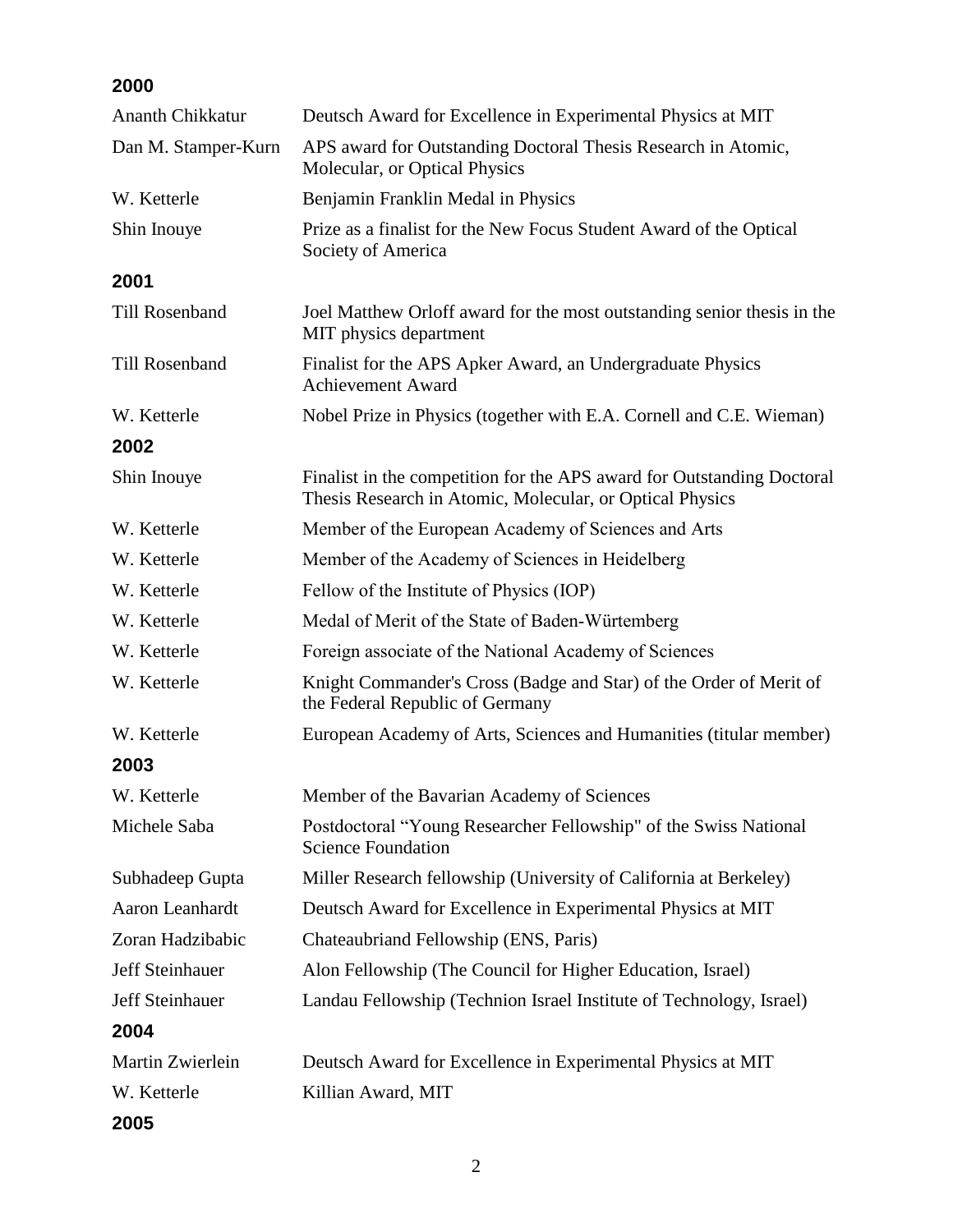## 2000

| | |
|---|---|
| Ananth Chikkatur | Deutsch Award for Excellence in Experimental Physics at MIT |
| Dan M. Stamper-Kurn | APS award for Outstanding Doctoral Thesis Research in Atomic, Molecular, or Optical Physics |
| W. Ketterle | Benjamin Franklin Medal in Physics |
| Shin Inouye | Prize as a finalist for the New Focus Student Award of the Optical Society of America |

## 2001

| | |
|---|---|
| Till Rosenband | Joel Matthew Orloff award for the most outstanding senior thesis in the MIT physics department |
| Till Rosenband | Finalist for the APS Apker Award, an Undergraduate Physics Achievement Award |
| W. Ketterle | Nobel Prize in Physics (together with E.A. Cornell and C.E. Wieman) |

## 2002

| | |
|---|---|
| Shin Inouye | Finalist in the competition for the APS award for Outstanding Doctoral Thesis Research in Atomic, Molecular, or Optical Physics |
| W. Ketterle | Member of the European Academy of Sciences and Arts |
| W. Ketterle | Member of the Academy of Sciences in Heidelberg |
| W. Ketterle | Fellow of the Institute of Physics (IOP) |
| W. Ketterle | Medal of Merit of the State of Baden-Würtemberg |
| W. Ketterle | Foreign associate of the National Academy of Sciences |
| W. Ketterle | Knight Commander's Cross (Badge and Star) of the Order of Merit of the Federal Republic of Germany |
| W. Ketterle | European Academy of Arts, Sciences and Humanities (titular member) |

## 2003

| | |
|---|---|
| W. Ketterle | Member of the Bavarian Academy of Sciences |
| Michele Saba | Postdoctoral "Young Researcher Fellowship" of the Swiss National Science Foundation |
| Subhadeep Gupta | Miller Research fellowship (University of California at Berkeley) |
| Aaron Leanhardt | Deutsch Award for Excellence in Experimental Physics at MIT |
| Zoran Hadzibabic | Chateaubriand Fellowship (ENS, Paris) |
| Jeff Steinhauer | Alon Fellowship (The Council for Higher Education, Israel) |
| Jeff Steinhauer | Landau Fellowship (Technion Israel Institute of Technology, Israel) |

## 2004

| | |
|---|---|
| Martin Zwierlein | Deutsch Award for Excellence in Experimental Physics at MIT |
| W. Ketterle | Killian Award, MIT |

## 2005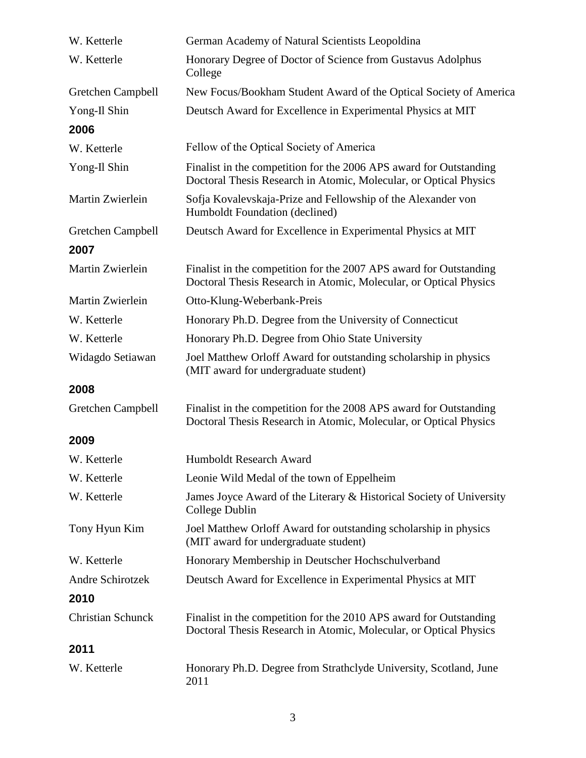| | |
|---|---|
| W. Ketterle | German Academy of Natural Scientists Leopoldina |
| W. Ketterle | Honorary Degree of Doctor of Science from Gustavus Adolphus College |
| Gretchen Campbell | New Focus/Bookham Student Award of the Optical Society of America |
| Yong-Il Shin | Deutsch Award for Excellence in Experimental Physics at MIT |

**2006**

| | |
|---|---|
| W. Ketterle | Fellow of the Optical Society of America |
| Yong-Il Shin | Finalist in the competition for the 2006 APS award for Outstanding Doctoral Thesis Research in Atomic, Molecular, or Optical Physics |
| Martin Zwierlein | Sofja Kovalevskaja-Prize and Fellowship of the Alexander von Humboldt Foundation (declined) |
| Gretchen Campbell | Deutsch Award for Excellence in Experimental Physics at MIT |

**2007**

| | |
|---|---|
| Martin Zwierlein | Finalist in the competition for the 2007 APS award for Outstanding Doctoral Thesis Research in Atomic, Molecular, or Optical Physics |
| Martin Zwierlein | Otto-Klung-Weberbank-Preis |
| W. Ketterle | Honorary Ph.D. Degree from the University of Connecticut |
| W. Ketterle | Honorary Ph.D. Degree from Ohio State University |
| Widagdo Setiawan | Joel Matthew Orloff Award for outstanding scholarship in physics (MIT award for undergraduate student) |

**2008**

| | |
|---|---|
| Gretchen Campbell | Finalist in the competition for the 2008 APS award for Outstanding Doctoral Thesis Research in Atomic, Molecular, or Optical Physics |

**2009**

| | |
|---|---|
| W. Ketterle | Humboldt Research Award |
| W. Ketterle | Leonie Wild Medal of the town of Eppelheim |
| W. Ketterle | James Joyce Award of the Literary & Historical Society of University College Dublin |
| Tony Hyun Kim | Joel Matthew Orloff Award for outstanding scholarship in physics (MIT award for undergraduate student) |
| W. Ketterle | Honorary Membership in Deutscher Hochschulverband |
| Andre Schirotzek | Deutsch Award for Excellence in Experimental Physics at MIT |

**2010**

| | |
|---|---|
| Christian Schunck | Finalist in the competition for the 2010 APS award for Outstanding Doctoral Thesis Research in Atomic, Molecular, or Optical Physics |

**2011**

| | |
|---|---|
| W. Ketterle | Honorary Ph.D. Degree from Strathclyde University, Scotland, June 2011 |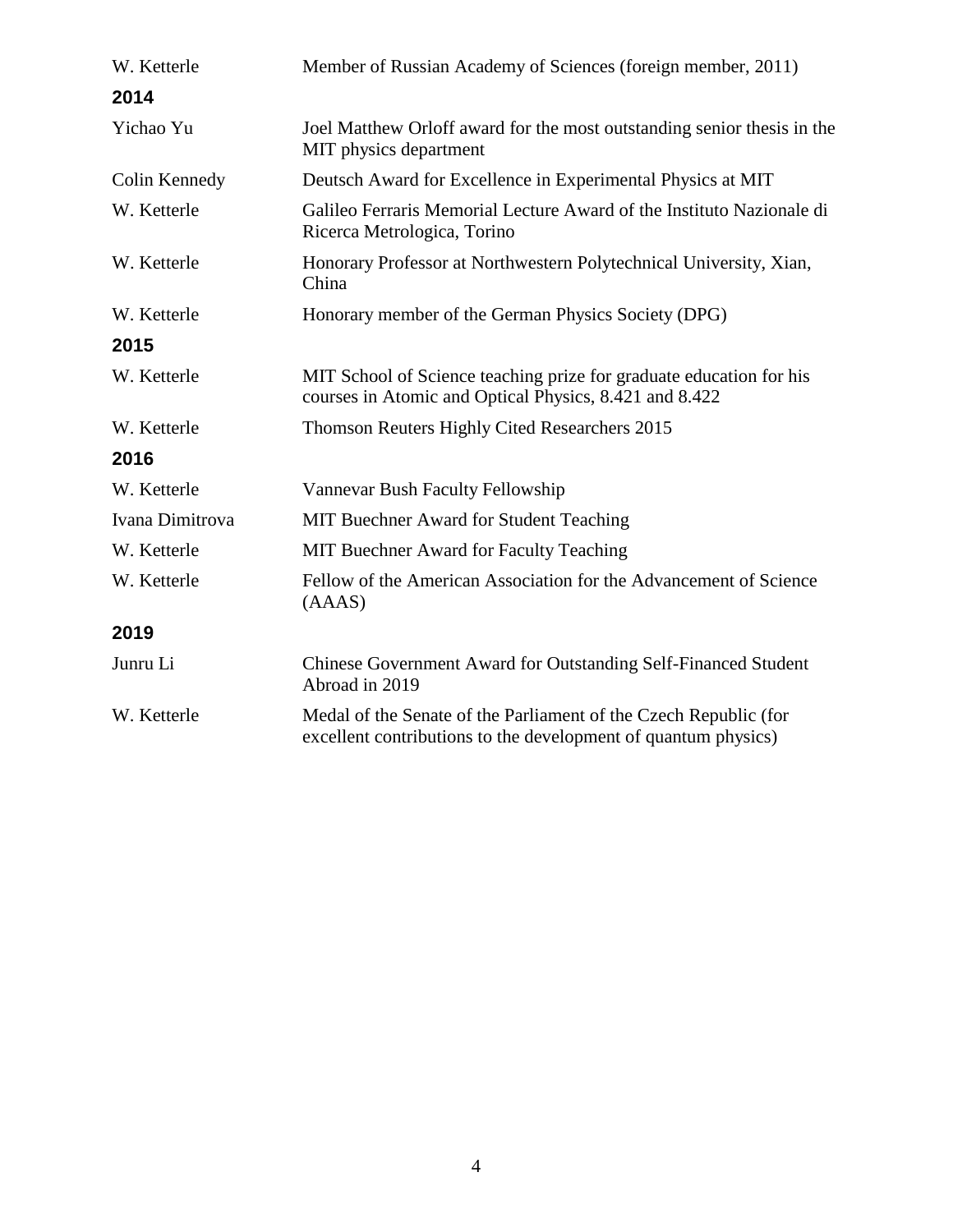| | |
|---|---|
| W. Ketterle | Member of Russian Academy of Sciences (foreign member, 2011) |

## 2014

| | |
|---|---|
| Yichao Yu | Joel Matthew Orloff award for the most outstanding senior thesis in the MIT physics department |
| Colin Kennedy | Deutsch Award for Excellence in Experimental Physics at MIT |
| W. Ketterle | Galileo Ferraris Memorial Lecture Award of the Instituto Nazionale di Ricerca Metrologica, Torino |
| W. Ketterle | Honorary Professor at Northwestern Polytechnical University, Xian, China |
| W. Ketterle | Honorary member of the German Physics Society (DPG) |

## 2015

| | |
|---|---|
| W. Ketterle | MIT School of Science teaching prize for graduate education for his courses in Atomic and Optical Physics, 8.421 and 8.422 |
| W. Ketterle | Thomson Reuters Highly Cited Researchers 2015 |

## 2016

| | |
|---|---|
| W. Ketterle | Vannevar Bush Faculty Fellowship |
| Ivana Dimitrova | MIT Buechner Award for Student Teaching |
| W. Ketterle | MIT Buechner Award for Faculty Teaching |
| W. Ketterle | Fellow of the American Association for the Advancement of Science (AAAS) |

## 2019

| | |
|---|---|
| Junru Li | Chinese Government Award for Outstanding Self-Financed Student Abroad in 2019 |
| W. Ketterle | Medal of the Senate of the Parliament of the Czech Republic (for excellent contributions to the development of quantum physics) |